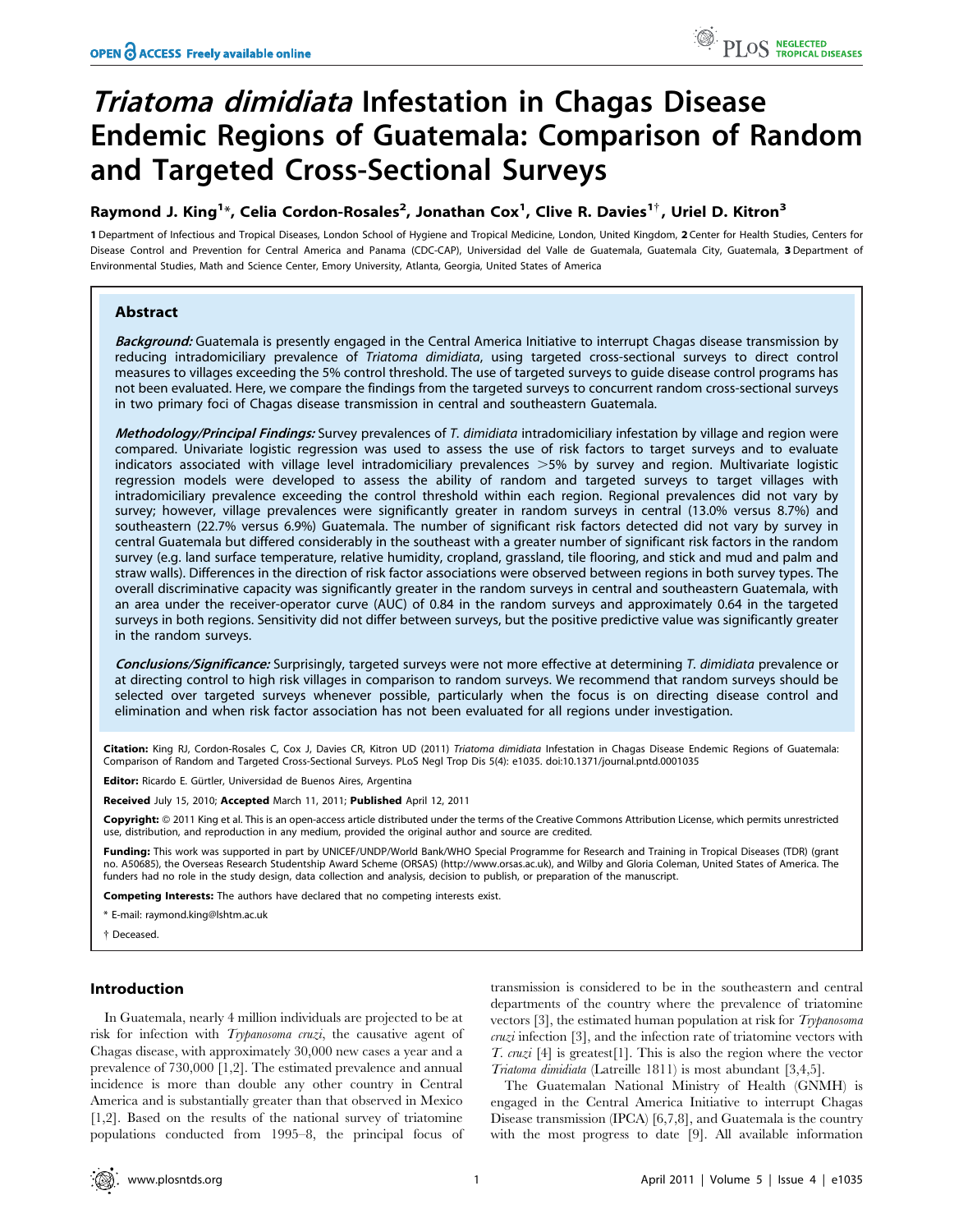# *Triatoma dimidiata* Infestation in Chagas Disease Endemic Regions of Guatemala: Comparison of Random and Targeted Cross-Sectional Surveys

**Raymond J. King[1]*, Celia Cordon-Rosales[2], Jonathan Cox[1], Clive R. Davies[1†], Uriel D. Kitron[3]**

1 Department of Infectious and Tropical Diseases, London School of Hygiene and Tropical Medicine, London, United Kingdom, 2 Center for Health Studies, Centers for Disease Control and Prevention for Central America and Panama (CDC-CAP), Universidad del Valle de Guatemala, Guatemala City, Guatemala, 3 Department of Environmental Studies, Math and Science Center, Emory University, Atlanta, Georgia, United States of America

## Abstract

***Background:*** Guatemala is presently engaged in the Central America Initiative to interrupt Chagas disease transmission by reducing intradomiciliary prevalence of *Triatoma dimidiata*, using targeted cross-sectional surveys to direct control measures to villages exceeding the 5% control threshold. The use of targeted surveys to guide disease control programs has not been evaluated. Here, we compare the findings from the targeted surveys to concurrent random cross-sectional surveys in two primary foci of Chagas disease transmission in central and southeastern Guatemala.

***Methodology/Principal Findings:*** Survey prevalences of *T. dimidiata* intradomiciliary infestation by village and region were compared. Univariate logistic regression was used to assess the use of risk factors to target surveys and to evaluate indicators associated with village level intradomiciliary prevalences >5% by survey and region. Multivariate logistic regression models were developed to assess the ability of random and targeted surveys to target villages with intradomiciliary prevalence exceeding the control threshold within each region. Regional prevalences did not vary by survey; however, village prevalences were significantly greater in random surveys in central (13.0% versus 8.7%) and southeastern (22.7% versus 6.9%) Guatemala. The number of significant risk factors detected did not vary by survey in central Guatemala but differed considerably in the southeast with a greater number of significant risk factors in the random survey (e.g. land surface temperature, relative humidity, cropland, grassland, tile flooring, and stick and mud and palm and straw walls). Differences in the direction of risk factor associations were observed between regions in both survey types. The overall discriminative capacity was significantly greater in the random surveys in central and southeastern Guatemala, with an area under the receiver-operator curve (AUC) of 0.84 in the random surveys and approximately 0.64 in the targeted surveys in both regions. Sensitivity did not differ between surveys, but the positive predictive value was significantly greater in the random surveys.

***Conclusions/Significance:*** Surprisingly, targeted surveys were not more effective at determining *T. dimidiata* prevalence or at directing control to high risk villages in comparison to random surveys. We recommend that random surveys should be selected over targeted surveys whenever possible, particularly when the focus is on directing disease control and elimination and when risk factor association has not been evaluated for all regions under investigation.

**Citation:** King RJ, Cordon-Rosales C, Cox J, Davies CR, Kitron UD (2011) *Triatoma dimidiata* Infestation in Chagas Disease Endemic Regions of Guatemala: Comparison of Random and Targeted Cross-Sectional Surveys. PLoS Negl Trop Dis 5(4): e1035. doi:10.1371/journal.pntd.0001035

**Editor:** Ricardo E. Gürtler, Universidad de Buenos Aires, Argentina

**Received** July 15, 2010; **Accepted** March 11, 2011; **Published** April 12, 2011

**Copyright:** © 2011 King et al. This is an open-access article distributed under the terms of the Creative Commons Attribution License, which permits unrestricted use, distribution, and reproduction in any medium, provided the original author and source are credited.

**Funding:** This work was supported in part by UNICEF/UNDP/World Bank/WHO Special Programme for Research and Training in Tropical Diseases (TDR) (grant no. A50685), the Overseas Research Studentship Award Scheme (ORSAS) (http://www.orsas.ac.uk), and Wilby and Gloria Coleman, United States of America. The funders had no role in the study design, data collection and analysis, decision to publish, or preparation of the manuscript.

**Competing Interests:** The authors have declared that no competing interests exist.

* E-mail: raymond.king@lshtm.ac.uk

† Deceased.

## Introduction

In Guatemala, nearly 4 million individuals are projected to be at risk for infection with *Trypanosoma cruzi*, the causative agent of Chagas disease, with approximately 30,000 new cases a year and a prevalence of 730,000 [1,2]. The estimated prevalence and annual incidence is more than double any other country in Central America and is substantially greater than that observed in Mexico [1,2]. Based on the results of the national survey of triatomine populations conducted from 1995–8, the principal focus of transmission is considered to be in the southeastern and central departments of the country where the prevalence of triatomine vectors [3], the estimated human population at risk for *Trypanosoma cruzi* infection [3], and the infection rate of triatomine vectors with *T. cruzi* [4] is greatest[1]. This is also the region where the vector *Triatoma dimidiata* (Latreille 1811) is most abundant [3,4,5].

The Guatemalan National Ministry of Health (GNMH) is engaged in the Central America Initiative to interrupt Chagas Disease transmission (IPCA) [6,7,8], and Guatemala is the country with the most progress to date [9]. All available information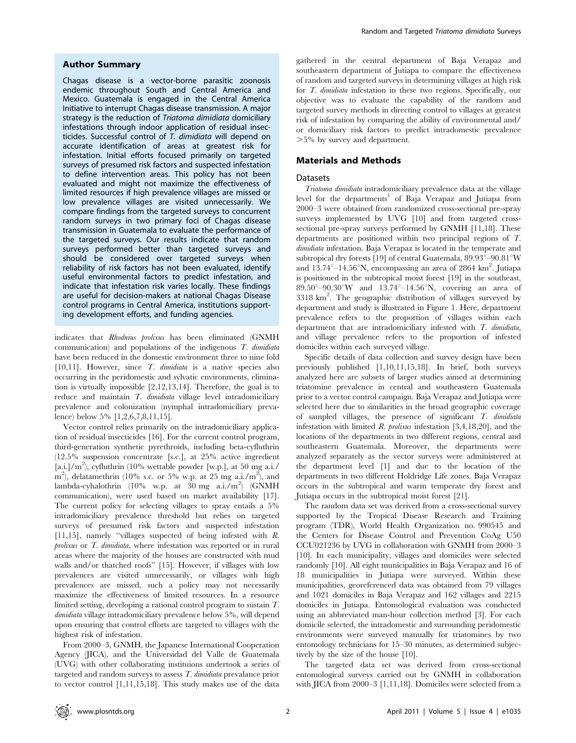## Author Summary

Chagas disease is a vector-borne parasitic zoonosis endemic throughout South and Central America and Mexico. Guatemala is engaged in the Central America Initiative to interrupt Chagas disease transmission. A major strategy is the reduction of *Triatoma dimidiata* domiciliary infestations through indoor application of residual insecticides. Successful control of *T. dimidiata* will depend on accurate identification of areas at greatest risk for infestation. Initial efforts focused primarily on targeted surveys of presumed risk factors and suspected infestation to define intervention areas. This policy has not been evaluated and might not maximize the effectiveness of limited resources if high prevalence villages are missed or low prevalence villages are visited unnecessarily. We compare findings from the targeted surveys to concurrent random surveys in two primary foci of Chagas disease transmission in Guatemala to evaluate the performance of the targeted surveys. Our results indicate that random surveys performed better than targeted surveys and should be considered over targeted surveys when reliability of risk factors has not been evaluated, identify useful environmental factors to predict infestation, and indicate that infestation risk varies locally. These findings are useful for decision-makers at national Chagas Disease control programs in Central America, institutions supporting development efforts, and funding agencies.

indicates that *Rhodnius prolixus* has been eliminated (GNMH communication) and populations of the indigenous *T. dimidiata* have been reduced in the domestic environment three to nine fold [10,11]. However, since *T. dimidiata* is a native species also occurring in the peridomestic and sylvatic environments, elimination is virtually impossible [2,12,13,14]. Therefore, the goal is to reduce and maintain *T. dimidiata* village level intradomiciliary prevalence and colonization (nymphal intradomiciliary prevalence) below 5% [1,2,6,7,8,11,15].

Vector control relies primarily on the intradomiciliary application of residual insecticides [16]. For the current control program, third-generation synthetic pyrethroids, including beta-cyfluthrin (12.5% suspension concentrate [s.c.], at 25% active ingredient [a.i.]/m$^2$), cyfluthrin (10% wettable powder [w.p.], at 50 mg a.i./m$^2$), delatamethrin (10% s.c. or 5% w.p. at 25 mg a.i./m$^2$), and lambda-cyhalothrin (10% w.p. at 30 mg a.i./m$^2$) (GNMH communication), were used based on market availability [17]. The current policy for selecting villages to spray entails a 5% intradomiciliary prevalence threshold but relies on targeted surveys of presumed risk factors and suspected infestation [11,15], namely "villages suspected of being infested with *R. prolixus* or *T. dimidiata*, where infestation was reported or in rural areas where the majority of the houses are constructed with mud walls and/or thatched roofs" [15]. However, if villages with low prevalences are visited unnecessarily, or villages with high prevalences are missed, such a policy may not necessarily maximize the effectiveness of limited resources. In a resource limited setting, developing a rational control program to sustain *T. dimidiata* village intradomiciliary prevalence below 5%, will depend upon ensuring that control efforts are targeted to villages with the highest risk of infestation.

From 2000–3, GNMH, the Japanese International Cooperation Agency (JICA), and the Universidad del Valle de Guatemala (UVG) with other collaborating instituions undertook a series of targeted and random surveys to assess *T. dimidiata* prevalance prior to vector control [1,11,15,18]. This study makes use of the data gathered in the central department of Baja Verapaz and southeastern department of Jutiapa to compare the effectiveness of random and targeted surveys in determining villages at high risk for *T. dimidiata* infestation in these two regions. Specifically, our objective was to evaluate the capability of the random and targeted survey methods in directing control to villages at greatest risk of infestation by comparing the ability of environmental and/or domiciliary risk factors to predict intradomestic prevalence >5% by survey and department.

## Materials and Methods

### Datasets

*Triatoma dimidiata* intradomiciliary prevalence data at the village level for the departments[1] of Baja Verapaz and Jutiapa from 2000–3 were obtained from randomized cross-sectional pre-spray surveys implemented by UVG [10] and from targeted cross-sectional pre-spray surveys performed by GNMH [11,18]. These departments are positioned within two principal regions of *T. dimidiata* infestation. Baja Verapaz is located in the temperate and subtropical dry forests [19] of central Guatemala, 89.93°–90.81°W and 13.74°–14.56°N, encompassing an area of 2864 km$^2$. Jutiapa is positioned in the subtropical moist forest [19] in the southeast, 89.50°–90.30°W and 13.74°–14.56°N, covering an area of 3318 km$^2$. The geographic distribution of villages surveyed by department and study is illustrated in Figure 1. Here, department prevalence refers to the proportion of villages within each department that are intradomiciliary infested with *T. dimidiata*, and village prevalence refers to the proportion of infested domiciles within each surveyed village.

Specific details of data collection and survey design have been previously published [1,10,11,15,18]. In brief, both surveys analyzed here are subsets of larger studies aimed at determining triatomine prevalence in central and southeastern Guatemala prior to a vector control campaign. Baja Verapaz and Jutiapa were selected here due to similarities in the broad geographic coverage of sampled villages, the presence of significant *T. dimidiata* infestation with limited *R. prolixus* infestation [3,4,18,20], and the locations of the departments in two different regions, central and southeastern Guatemala. Moreover, the departments were analyzed separately as the vector surveys were administered at the department level [1] and due to the location of the departments in two different Holdridge Life zones. Baja Verapaz occurs in the subtropical and warm temperate dry forest and Jutiapa occurs in the subtropical moist forest [21].

The random data set was derived from a cross-sectional survey supported by the Tropical Disease Research and Training program (TDR), World Health Organization no. 990545 and the Centers for Disease Control and Prevention CoAg U50 CCU021236 by UVG in collaboration with GNMH from 2000–3 [10]. In each municipality, villages and domiciles were selected randomly [10]. All eight municipalities in Baja Verapaz and 16 of 18 municipalities in Jutiapa were surveyed. Within these municipalities, georeferenced data was obtained from 79 villages and 1021 domiciles in Baja Verapaz and 162 villages and 2215 domiciles in Jutiapa. Entomological evaluation was conducted using an abbreviated man-hour collection method [3]. For each domicile selected, the intradomestic and surrounding peridomestic environments were surveyed manually for triatomines by two entomology technicians for 15–30 minutes, as determined subjectively by the size of the house [10].

The targeted data set was derived from cross-sectional entomological surveys carried out by GNMH in collaboration with JICA from 2000–3 [1,11,18]. Domiciles were selected from a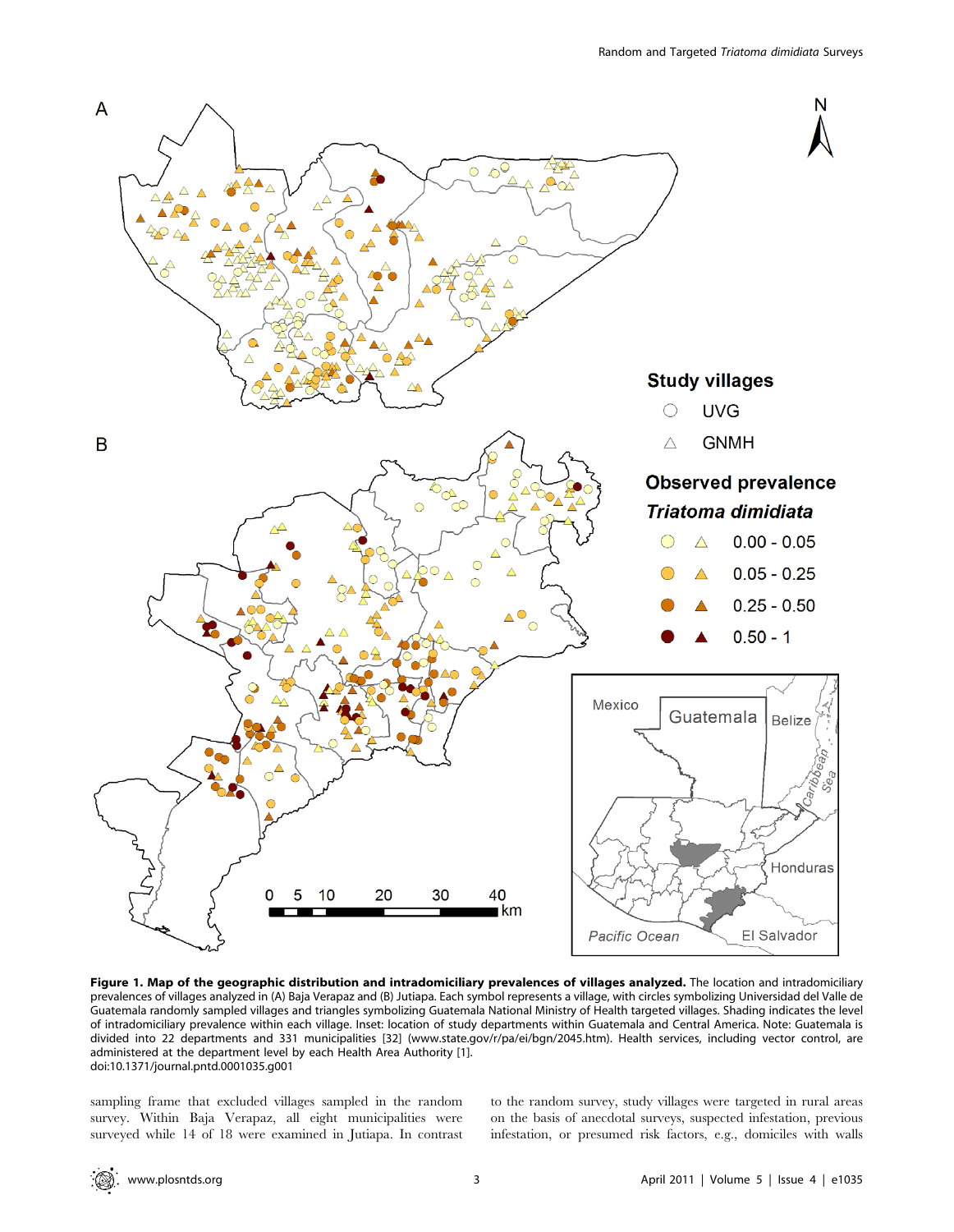**Figure 1. Map of the geographic distribution and intradomiciliary prevalences of villages analyzed.** The location and intradomiciliary prevalences of villages analyzed in (A) Baja Verapaz and (B) Jutiapa. Each symbol represents a village, with circles symbolizing Universidad del Valle de Guatemala randomly sampled villages and triangles symbolizing Guatemala National Ministry of Health targeted villages. Shading indicates the level of intradomiciliary prevalence within each village. Inset: location of study departments within Guatemala and Central America. Note: Guatemala is divided into 22 departments and 331 municipalities [32] (www.state.gov/r/pa/ei/bgn/2045.htm). Health services, including vector control, are administered at the department level by each Health Area Authority [1].
doi:10.1371/journal.pntd.0001035.g001

sampling frame that excluded villages sampled in the random survey. Within Baja Verapaz, all eight municipalities were surveyed while 14 of 18 were examined in Jutiapa. In contrast to the random survey, study villages were targeted in rural areas on the basis of anecdotal surveys, suspected infestation, previous infestation, or presumed risk factors, e.g., domiciles with walls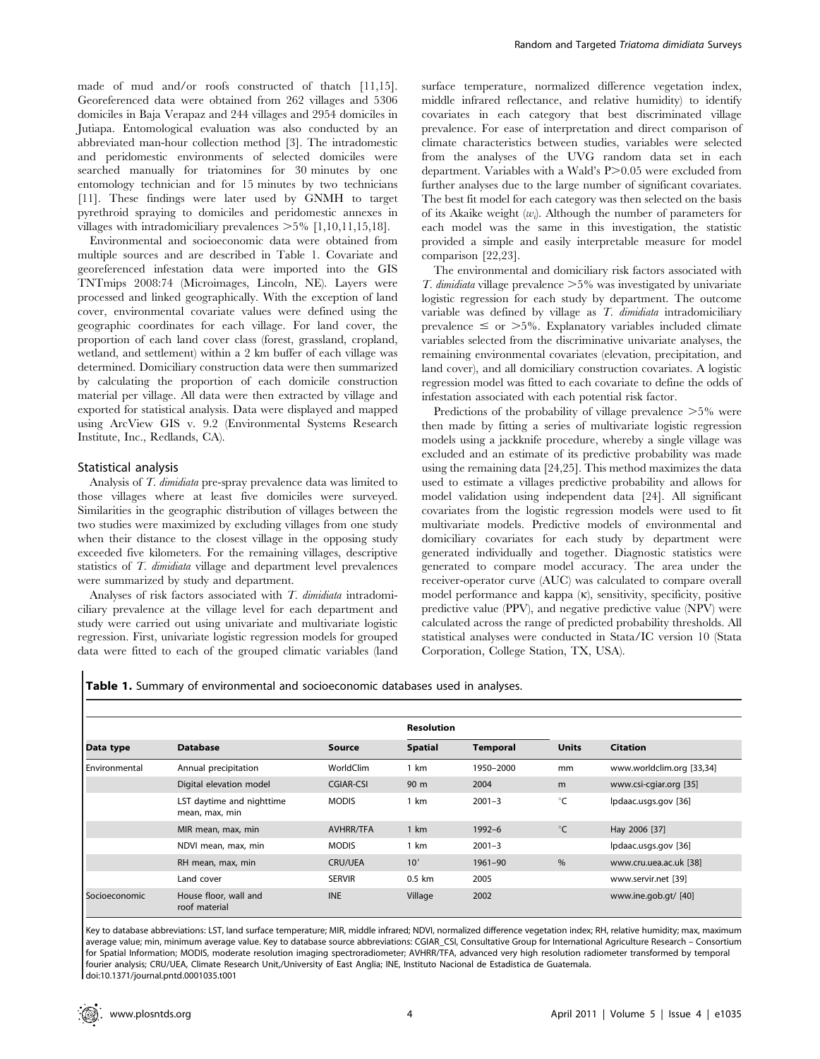made of mud and/or roofs constructed of thatch [11,15]. Georeferenced data were obtained from 262 villages and 5306 domiciles in Baja Verapaz and 244 villages and 2954 domiciles in Jutiapa. Entomological evaluation was also conducted by an abbreviated man-hour collection method [3]. The intradomestic and peridomestic environments of selected domiciles were searched manually for triatomines for 30 minutes by one entomology technician and for 15 minutes by two technicians [11]. These findings were later used by GNMH to target pyrethroid spraying to domiciles and peridomestic annexes in villages with intradomiciliary prevalences >5% [1,10,11,15,18].

Environmental and socioeconomic data were obtained from multiple sources and are described in Table 1. Covariate and georeferenced infestation data were imported into the GIS TNTmips 2008:74 (Microimages, Lincoln, NE). Layers were processed and linked geographically. With the exception of land cover, environmental covariate values were defined using the geographic coordinates for each village. For land cover, the proportion of each land cover class (forest, grassland, cropland, wetland, and settlement) within a 2 km buffer of each village was determined. Domiciliary construction data were then summarized by calculating the proportion of each domicile construction material per village. All data were then extracted by village and exported for statistical analysis. Data were displayed and mapped using ArcView GIS v. 9.2 (Environmental Systems Research Institute, Inc., Redlands, CA).

## Statistical analysis

Analysis of *T. dimidiata* pre-spray prevalence data was limited to those villages where at least five domiciles were surveyed. Similarities in the geographic distribution of villages between the two studies were maximized by excluding villages from one study when their distance to the closest village in the opposing study exceeded five kilometers. For the remaining villages, descriptive statistics of *T. dimidiata* village and department level prevalences were summarized by study and department.

Analyses of risk factors associated with *T. dimidiata* intradomiciliary prevalence at the village level for each department and study were carried out using univariate and multivariate logistic regression. First, univariate logistic regression models for grouped data were fitted to each of the grouped climatic variables (land surface temperature, normalized difference vegetation index, middle infrared reflectance, and relative humidity) to identify covariates in each category that best discriminated village prevalence. For ease of interpretation and direct comparison of climate characteristics between studies, variables were selected from the analyses of the UVG random data set in each department. Variables with a Wald's $P>0.05$ were excluded from further analyses due to the large number of significant covariates. The best fit model for each category was then selected on the basis of its Akaike weight ($w_i$). Although the number of parameters for each model was the same in this investigation, the statistic provided a simple and easily interpretable measure for model comparison [22,23].

The environmental and domiciliary risk factors associated with *T. dimidiata* village prevalence >5% was investigated by univariate logistic regression for each study by department. The outcome variable was defined by village as *T. dimidiata* intradomiciliary prevalence ≤ or >5%. Explanatory variables included climate variables selected from the discriminative univariate analyses, the remaining environmental covariates (elevation, precipitation, and land cover), and all domiciliary construction covariates. A logistic regression model was fitted to each covariate to define the odds of infestation associated with each potential risk factor.

Predictions of the probability of village prevalence >5% were then made by fitting a series of multivariate logistic regression models using a jackknife procedure, whereby a single village was excluded and an estimate of its predictive probability was made using the remaining data [24,25]. This method maximizes the data used to estimate a villages predictive probability and allows for model validation using independent data [24]. All significant covariates from the logistic regression models were used to fit multivariate models. Predictive models of environmental and domiciliary covariates for each study by department were generated individually and together. Diagnostic statistics were generated to compare model accuracy. The area under the receiver-operator curve (AUC) was calculated to compare overall model performance and kappa ($\kappa$), sensitivity, specificity, positive predictive value (PPV), and negative predictive value (NPV) were calculated across the range of predicted probability thresholds. All statistical analyses were conducted in Stata/IC version 10 (Stata Corporation, College Station, TX, USA).

**Table 1.** Summary of environmental and socioeconomic databases used in analyses.

| | | | Resolution | | | |
|---|---|---|---|---|---|---|
| **Data type** | **Database** | **Source** | **Spatial** | **Temporal** | **Units** | **Citation** |
| Environmental | Annual precipitation | WorldClim | 1 km | 1950–2000 | mm | www.worldclim.org [33,34] |
| | Digital elevation model | CGIAR-CSI | 90 m | 2004 | m | www.csi-cgiar.org [35] |
| | LST daytime and nighttime mean, max, min | MODIS | 1 km | 2001–3 | °C | lpdaac.usgs.gov [36] |
| | MIR mean, max, min | AVHRR/TFA | 1 km | 1992–6 | °C | Hay 2006 [37] |
| | NDVI mean, max, min | MODIS | 1 km | 2001–3 | | lpdaac.usgs.gov [36] |
| | RH mean, max, min | CRU/UEA | 10′ | 1961–90 | % | www.cru.uea.ac.uk [38] |
| | Land cover | SERVIR | 0.5 km | 2005 | | www.servir.net [39] |
| Socioeconomic | House floor, wall and roof material | INE | Village | 2002 | | www.ine.gob.gt/ [40] |

Key to database abbreviations: LST, land surface temperature; MIR, middle infrared; NDVI, normalized difference vegetation index; RH, relative humidity; max, maximum average value; min, minimum average value. Key to database source abbreviations: CGIAR_CSI, Consultative Group for International Agriculture Research – Consortium for Spatial Information; MODIS, moderate resolution imaging spectroradiometer; AVHRR/TFA, advanced very high resolution radiometer transformed by temporal fourier analysis; CRU/UEA, Climate Research Unit,/University of East Anglia; INE, Instituto Nacional de Estadistica de Guatemala.
doi:10.1371/journal.pntd.0001035.t001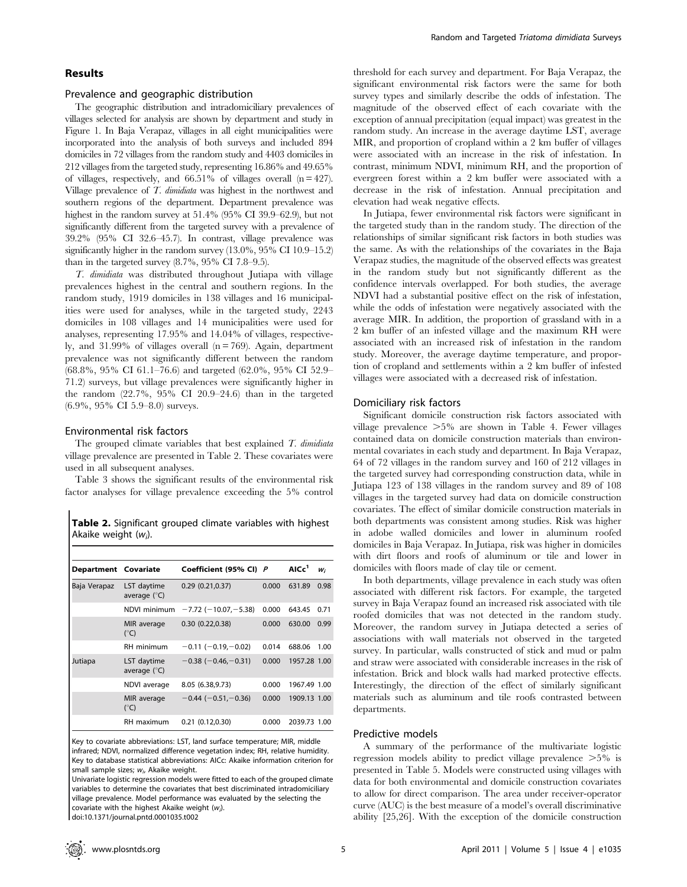## Results

### Prevalence and geographic distribution

The geographic distribution and intradomiciliary prevalences of villages selected for analysis are shown by department and study in Figure 1. In Baja Verapaz, villages in all eight municipalities were incorporated into the analysis of both surveys and included 894 domiciles in 72 villages from the random study and 4403 domiciles in 212 villages from the targeted study, representing 16.86% and 49.65% of villages, respectively, and 66.51% of villages overall (n = 427). Village prevalence of *T. dimidiata* was highest in the northwest and southern regions of the department. Department prevalence was highest in the random survey at 51.4% (95% CI 39.9–62.9), but not significantly different from the targeted survey with a prevalence of 39.2% (95% CI 32.6–45.7). In contrast, village prevalence was significantly higher in the random survey (13.0%, 95% CI 10.9–15.2) than in the targeted survey (8.7%, 95% CI 7.8–9.5).

*T. dimidiata* was distributed throughout Jutiapa with village prevalences highest in the central and southern regions. In the random study, 1919 domiciles in 138 villages and 16 municipalities were used for analyses, while in the targeted study, 2243 domiciles in 108 villages and 14 municipalities were used for analyses, representing 17.95% and 14.04% of villages, respectively, and 31.99% of villages overall (n = 769). Again, department prevalence was not significantly different between the random (68.8%, 95% CI 61.1–76.6) and targeted (62.0%, 95% CI 52.9–71.2) surveys, but village prevalences were significantly higher in the random (22.7%, 95% CI 20.9–24.6) than in the targeted (6.9%, 95% CI 5.9–8.0) surveys.

### Environmental risk factors

The grouped climate variables that best explained *T. dimidiata* village prevalence are presented in Table 2. These covariates were used in all subsequent analyses.

Table 3 shows the significant results of the environmental risk factor analyses for village prevalence exceeding the 5% control threshold for each survey and department. For Baja Verapaz, the significant environmental risk factors were the same for both survey types and similarly describe the odds of infestation. The magnitude of the observed effect of each covariate with the exception of annual precipitation (equal impact) was greatest in the random study. An increase in the average daytime LST, average MIR, and proportion of cropland within a 2 km buffer of villages were associated with an increase in the risk of infestation. In contrast, minimum NDVI, minimum RH, and the proportion of evergreen forest within a 2 km buffer were associated with a decrease in the risk of infestation. Annual precipitation and elevation had weak negative effects.

In Jutiapa, fewer environmental risk factors were significant in the targeted study than in the random study. The direction of the relationships of similar significant risk factors in both studies was the same. As with the relationships of the covariates in the Baja Verapaz studies, the magnitude of the observed effects was greatest in the random study but not significantly different as the confidence intervals overlapped. For both studies, the average NDVI had a substantial positive effect on the risk of infestation, while the odds of infestation were negatively associated with the average MIR. In addition, the proportion of grassland with in a 2 km buffer of an infested village and the maximum RH were associated with an increased risk of infestation in the random study. Moreover, the average daytime temperature, and proportion of cropland and settlements within a 2 km buffer of infested villages were associated with a decreased risk of infestation.

**Table 2.** Significant grouped climate variables with highest Akaike weight ($w_i$).

| Department | Covariate | Coefficient (95% CI) | P | AICc[1] | $w_i$ |
|---|---|---|---|---|---|
| Baja Verapaz | LST daytime average (°C) | 0.29 (0.21,0.37) | 0.000 | 631.89 | 0.98 |
| | NDVI minimum | −7.72 (−10.07,−5.38) | 0.000 | 643.45 | 0.71 |
| | MIR average (°C) | 0.30 (0.22,0.38) | 0.000 | 630.00 | 0.99 |
| | RH minimum | −0.11 (−0.19,−0.02) | 0.014 | 688.06 | 1.00 |
| Jutiapa | LST daytime average (°C) | −0.38 (−0.46,−0.31) | 0.000 | 1957.28 | 1.00 |
| | NDVI average | 8.05 (6.38,9.73) | 0.000 | 1967.49 | 1.00 |
| | MIR average (°C) | −0.44 (−0.51,−0.36) | 0.000 | 1909.13 | 1.00 |
| | RH maximum | 0.21 (0.12,0.30) | 0.000 | 2039.73 | 1.00 |

Key to covariate abbreviations: LST, land surface temperature; MIR, middle infrared; NDVI, normalized difference vegetation index; RH, relative humidity. Key to database statistical abbreviations: AICc: Akaike information criterion for small sample sizes; $w_i$, Akaike weight.

Univariate logistic regression models were fitted to each of the grouped climate variables to determine the covariates that best discriminated intradomiciliary village prevalence. Model performance was evaluated by the selecting the covariate with the highest Akaike weight ($w_i$).

doi:10.1371/journal.pntd.0001035.t002

### Domiciliary risk factors

Significant domicile construction risk factors associated with village prevalence >5% are shown in Table 4. Fewer villages contained data on domicile construction materials than environmental covariates in each study and department. In Baja Verapaz, 64 of 72 villages in the random survey and 160 of 212 villages in the targeted survey had corresponding construction data, while in Jutiapa 123 of 138 villages in the random survey and 89 of 108 villages in the targeted survey had data on domicile construction covariates. The effect of similar domicile construction materials in both departments was consistent among studies. Risk was higher in adobe walled domiciles and lower in aluminum roofed domiciles in Baja Verapaz. In Jutiapa, risk was higher in domiciles with dirt floors and roofs of aluminum or tile and lower in domiciles with floors made of clay tile or cement.

In both departments, village prevalence in each study was often associated with different risk factors. For example, the targeted survey in Baja Verapaz found an increased risk associated with tile roofed domiciles that was not detected in the random study. Moreover, the random survey in Jutiapa detected a series of associations with wall materials not observed in the targeted survey. In particular, walls constructed of stick and mud or palm and straw were associated with considerable increases in the risk of infestation. Brick and block walls had marked protective effects. Interestingly, the direction of the effect of similarly significant materials such as aluminum and tile roofs contrasted between departments.

### Predictive models

A summary of the performance of the multivariate logistic regression models ability to predict village prevalence >5% is presented in Table 5. Models were constructed using villages with data for both environmental and domicile construction covariates to allow for direct comparison. The area under receiver-operator curve (AUC) is the best measure of a model's overall discriminative ability [25,26]. With the exception of the domicile construction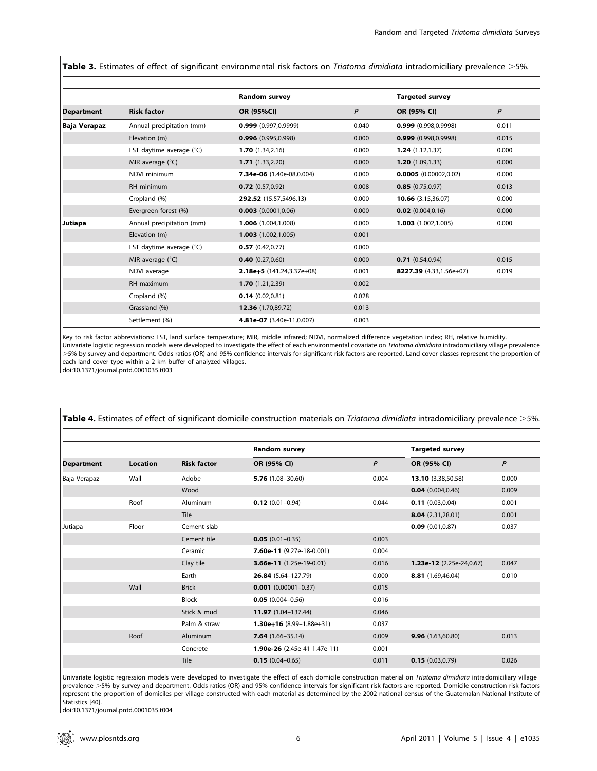**Table 3.** Estimates of effect of significant environmental risk factors on *Triatoma dimidiata* intradomiciliary prevalence >5%.

| | | Random survey | | Targeted survey | |
|---|---|---|---|---|---|
| **Department** | **Risk factor** | **OR (95%CI)** | ***P*** | **OR (95% CI)** | ***P*** |
| **Baja Verapaz** | Annual precipitation (mm) | **0.999** (0.997,0.9999) | 0.040 | **0.999** (0.998,0.9998) | 0.011 |
| | Elevation (m) | **0.996** (0.995,0.998) | 0.000 | **0.999** (0.998,0.9998) | 0.015 |
| | LST daytime average (°C) | **1.70** (1.34,2.16) | 0.000 | **1.24** (1.12,1.37) | 0.000 |
| | MIR average (°C) | **1.71** (1.33,2.20) | 0.000 | **1.20** (1.09,1.33) | 0.000 |
| | NDVI minimum | **7.34e-06** (1.40e-08,0.004) | 0.000 | **0.0005** (0.00002,0.02) | 0.000 |
| | RH minimum | **0.72** (0.57,0.92) | 0.008 | **0.85** (0.75,0.97) | 0.013 |
| | Cropland (%) | **292.52** (15.57,5496.13) | 0.000 | **10.66** (3.15,36.07) | 0.000 |
| | Evergreen forest (%) | **0.003** (0.0001,0.06) | 0.000 | **0.02** (0.004,0.16) | 0.000 |
| **Jutiapa** | Annual precipitation (mm) | **1.006** (1.004,1.008) | 0.000 | **1.003** (1.002,1.005) | 0.000 |
| | Elevation (m) | **1.003** (1.002,1.005) | 0.001 | | |
| | LST daytime average (°C) | **0.57** (0.42,0.77) | 0.000 | | |
| | MIR average (°C) | **0.40** (0.27,0.60) | 0.000 | **0.71** (0.54,0.94) | 0.015 |
| | NDVI average | **2.18e+5** (141.24,3.37e+08) | 0.001 | **8227.39** (4.33,1.56e+07) | 0.019 |
| | RH maximum | **1.70** (1.21,2.39) | 0.002 | | |
| | Cropland (%) | **0.14** (0.02,0.81) | 0.028 | | |
| | Grassland (%) | **12.36** (1.70,89.72) | 0.013 | | |
| | Settlement (%) | **4.81e-07** (3.40e-11,0.007) | 0.003 | | |

Key to risk factor abbreviations: LST, land surface temperature; MIR, middle infrared; NDVI, normalized difference vegetation index; RH, relative humidity.
Univariate logistic regression models were developed to investigate the effect of each environmental covariate on *Triatoma dimidiata* intradomiciliary village prevalence >5% by survey and department. Odds ratios (OR) and 95% confidence intervals for significant risk factors are reported. Land cover classes represent the proportion of each land cover type within a 2 km buffer of analyzed villages.
doi:10.1371/journal.pntd.0001035.t003

**Table 4.** Estimates of effect of significant domicile construction materials on *Triatoma dimidiata* intradomiciliary prevalence >5%.

| | | | Random survey | | Targeted survey | |
|---|---|---|---|---|---|---|
| **Department** | **Location** | **Risk factor** | **OR (95% CI)** | ***P*** | **OR (95% CI)** | ***P*** |
| Baja Verapaz | Wall | Adobe | **5.76** (1.08–30.60) | 0.004 | **13.10** (3.38,50.58) | 0.000 |
| | | Wood | | | **0.04** (0.004,0.46) | 0.009 |
| | Roof | Aluminum | **0.12** (0.01–0.94) | 0.044 | **0.11** (0.03,0.04) | 0.001 |
| | | Tile | | | **8.04** (2.31,28.01) | 0.001 |
| Jutiapa | Floor | Cement slab | | | **0.09** (0.01,0.87) | 0.037 |
| | | Cement tile | **0.05** (0.01–0.35) | 0.003 | | |
| | | Ceramic | **7.60e-11** (9.27e-18-0.001) | 0.004 | | |
| | | Clay tile | **3.66e-11** (1.25e-19-0.01) | 0.016 | **1.23e-12** (2.25e-24,0.67) | 0.047 |
| | | Earth | **26.84** (5.64–127.79) | 0.000 | **8.81** (1.69,46.04) | 0.010 |
| | Wall | Brick | **0.001** (0.00001–0.37) | 0.015 | | |
| | | Block | **0.05** (0.004–0.56) | 0.016 | | |
| | | Stick & mud | **11.97** (1.04–137.44) | 0.046 | | |
| | | Palm & straw | **1.30e+16** (8.99–1.88e+31) | 0.037 | | |
| | Roof | Aluminum | **7.64** (1.66–35.14) | 0.009 | **9.96** (1.63,60.80) | 0.013 |
| | | Concrete | **1.90e-26** (2.45e-41-1.47e-11) | 0.001 | | |
| | | Tile | **0.15** (0.04–0.65) | 0.011 | **0.15** (0.03,0.79) | 0.026 |

Univariate logistic regression models were developed to investigate the effect of each domicile construction material on *Triatoma dimidiata* intradomiciliary village prevalence >5% by survey and department. Odds ratios (OR) and 95% confidence intervals for significant risk factors are reported. Domicile construction risk factors represent the proportion of domiciles per village constructed with each material as determined by the 2002 national census of the Guatemalan National Institute of Statistics [40].
doi:10.1371/journal.pntd.0001035.t004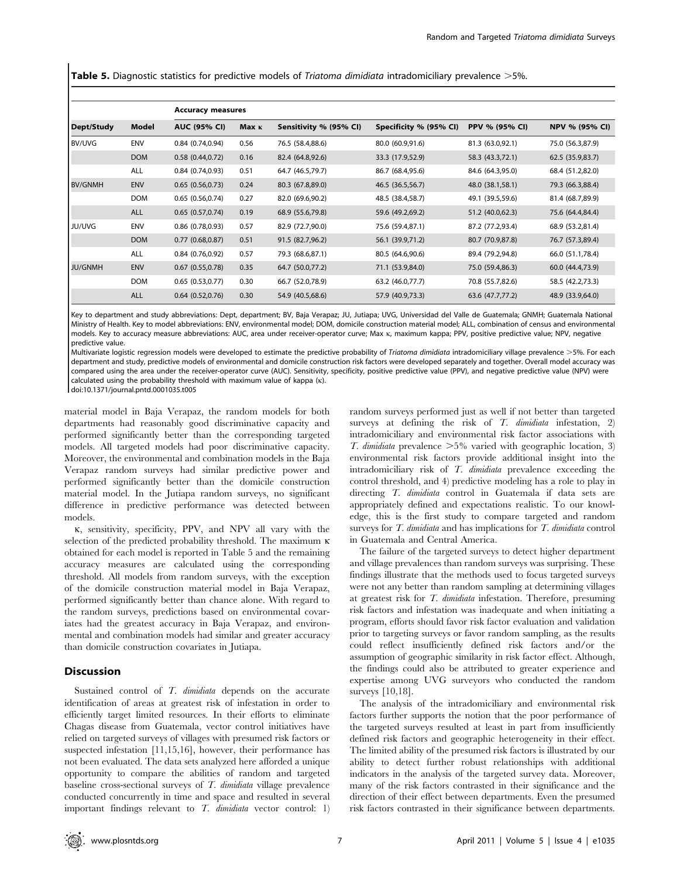**Table 5.** Diagnostic statistics for predictive models of *Triatoma dimidiata* intradomiciliary prevalence >5%.

| | | Accuracy measures | | | | | |
|---|---|---|---|---|---|---|---|
| **Dept/Study** | **Model** | **AUC (95% CI)** | **Max κ** | **Sensitivity % (95% CI)** | **Specificity % (95% CI)** | **PPV % (95% CI)** | **NPV % (95% CI)** |
| BV/UVG | ENV | 0.84 (0.74,0.94) | 0.56 | 76.5 (58.4,88.6) | 80.0 (60.9,91.6) | 81.3 (63.0,92.1) | 75.0 (56.3,87.9) |
| | DOM | 0.58 (0.44,0.72) | 0.16 | 82.4 (64.8,92.6) | 33.3 (17.9,52.9) | 58.3 (43.3,72.1) | 62.5 (35.9,83.7) |
| | ALL | 0.84 (0.74,0.93) | 0.51 | 64.7 (46.5,79.7) | 86.7 (68.4,95.6) | 84.6 (64.3,95.0) | 68.4 (51.2,82.0) |
| BV/GNMH | ENV | 0.65 (0.56,0.73) | 0.24 | 80.3 (67.8,89.0) | 46.5 (36.5,56.7) | 48.0 (38.1,58.1) | 79.3 (66.3,88.4) |
| | DOM | 0.65 (0.56,0.74) | 0.27 | 82.0 (69.6,90.2) | 48.5 (38.4,58.7) | 49.1 (39.5,59.6) | 81.4 (68.7,89.9) |
| | ALL | 0.65 (0.57,0.74) | 0.19 | 68.9 (55.6,79.8) | 59.6 (49.2,69.2) | 51.2 (40.0,62.3) | 75.6 (64.4,84.4) |
| JU/UVG | ENV | 0.86 (0.78,0.93) | 0.57 | 82.9 (72.7,90.0) | 75.6 (59.4,87.1) | 87.2 (77.2,93.4) | 68.9 (53.2,81.4) |
| | DOM | 0.77 (0.68,0.87) | 0.51 | 91.5 (82.7,96.2) | 56.1 (39.9,71.2) | 80.7 (70.9,87.8) | 76.7 (57.3,89.4) |
| | ALL | 0.84 (0.76,0.92) | 0.57 | 79.3 (68.6,87.1) | 80.5 (64.6,90.6) | 89.4 (79.2,94.8) | 66.0 (51.1,78.4) |
| JU/GNMH | ENV | 0.67 (0.55,0.78) | 0.35 | 64.7 (50.0,77.2) | 71.1 (53.9,84.0) | 75.0 (59.4,86.3) | 60.0 (44.4,73.9) |
| | DOM | 0.65 (0.53,0.77) | 0.30 | 66.7 (52.0,78.9) | 63.2 (46.0,77.7) | 70.8 (55.7,82.6) | 58.5 (42.2,73.3) |
| | ALL | 0.64 (0.52,0.76) | 0.30 | 54.9 (40.5,68.6) | 57.9 (40.9,73.3) | 63.6 (47.7,77.2) | 48.9 (33.9,64.0) |

Key to department and study abbreviations: Dept, department; BV, Baja Verapaz; JU, Jutiapa; UVG, Universidad del Valle de Guatemala; GNMH; Guatemala National Ministry of Health. Key to model abbreviations: ENV, environmental model; DOM, domicile construction material model; ALL, combination of census and environmental models. Key to accuracy measure abbreviations: AUC, area under receiver-operator curve; Max κ, maximum kappa; PPV, positive predictive value; NPV, negative predictive value.

Multivariate logistic regression models were developed to estimate the predictive probability of *Triatoma dimidiata* intradomiciliary village prevalence >5%. For each department and study, predictive models of environmental and domicile construction risk factors were developed separately and together. Overall model accuracy was compared using the area under the receiver-operator curve (AUC). Sensitivity, specificity, positive predictive value (PPV), and negative predictive value (NPV) were calculated using the probability threshold with maximum value of kappa (κ).

doi:10.1371/journal.pntd.0001035.t005

material model in Baja Verapaz, the random models for both departments had reasonably good discriminative capacity and performed significantly better than the corresponding targeted models. All targeted models had poor discriminative capacity. Moreover, the environmental and combination models in the Baja Verapaz random surveys had similar predictive power and performed significantly better than the domicile construction material model. In the Jutiapa random surveys, no significant difference in predictive performance was detected between models.

κ, sensitivity, specificity, PPV, and NPV all vary with the selection of the predicted probability threshold. The maximum κ obtained for each model is reported in Table 5 and the remaining accuracy measures are calculated using the corresponding threshold. All models from random surveys, with the exception of the domicile construction material model in Baja Verapaz, performed significantly better than chance alone. With regard to the random surveys, predictions based on environmental covariates had the greatest accuracy in Baja Verapaz, and environmental and combination models had similar and greater accuracy than domicile construction covariates in Jutiapa.

## Discussion

Sustained control of *T. dimidiata* depends on the accurate identification of areas at greatest risk of infestation in order to efficiently target limited resources. In their efforts to eliminate Chagas disease from Guatemala, vector control initiatives have relied on targeted surveys of villages with presumed risk factors or suspected infestation [11,15,16], however, their performance has not been evaluated. The data sets analyzed here afforded a unique opportunity to compare the abilities of random and targeted baseline cross-sectional surveys of *T. dimidiata* village prevalence conducted concurrently in time and space and resulted in several important findings relevant to *T. dimidiata* vector control: 1) random surveys performed just as well if not better than targeted surveys at defining the risk of *T. dimidiata* infestation, 2) intradomiciliary and environmental risk factor associations with *T. dimidiata* prevalence >5% varied with geographic location, 3) environmental risk factors provide additional insight into the intradomiciliary risk of *T. dimidiata* prevalence exceeding the control threshold, and 4) predictive modeling has a role to play in directing *T. dimidiata* control in Guatemala if data sets are appropriately defined and expectations realistic. To our knowledge, this is the first study to compare targeted and random surveys for *T. dimidiata* and has implications for *T. dimidiata* control in Guatemala and Central America.

The failure of the targeted surveys to detect higher department and village prevalences than random surveys was surprising. These findings illustrate that the methods used to focus targeted surveys were not any better than random sampling at determining villages at greatest risk for *T. dimidiata* infestation. Therefore, presuming risk factors and infestation was inadequate and when initiating a program, efforts should favor risk factor evaluation and validation prior to targeting surveys or favor random sampling, as the results could reflect insufficiently defined risk factors and/or the assumption of geographic similarity in risk factor effect. Although, the findings could also be attributed to greater experience and expertise among UVG surveyors who conducted the random surveys [10,18].

The analysis of the intradomiciliary and environmental risk factors further supports the notion that the poor performance of the targeted surveys resulted at least in part from insufficiently defined risk factors and geographic heterogeneity in their effect. The limited ability of the presumed risk factors is illustrated by our ability to detect further robust relationships with additional indicators in the analysis of the targeted survey data. Moreover, many of the risk factors contrasted in their significance and the direction of their effect between departments. Even the presumed risk factors contrasted in their significance between departments.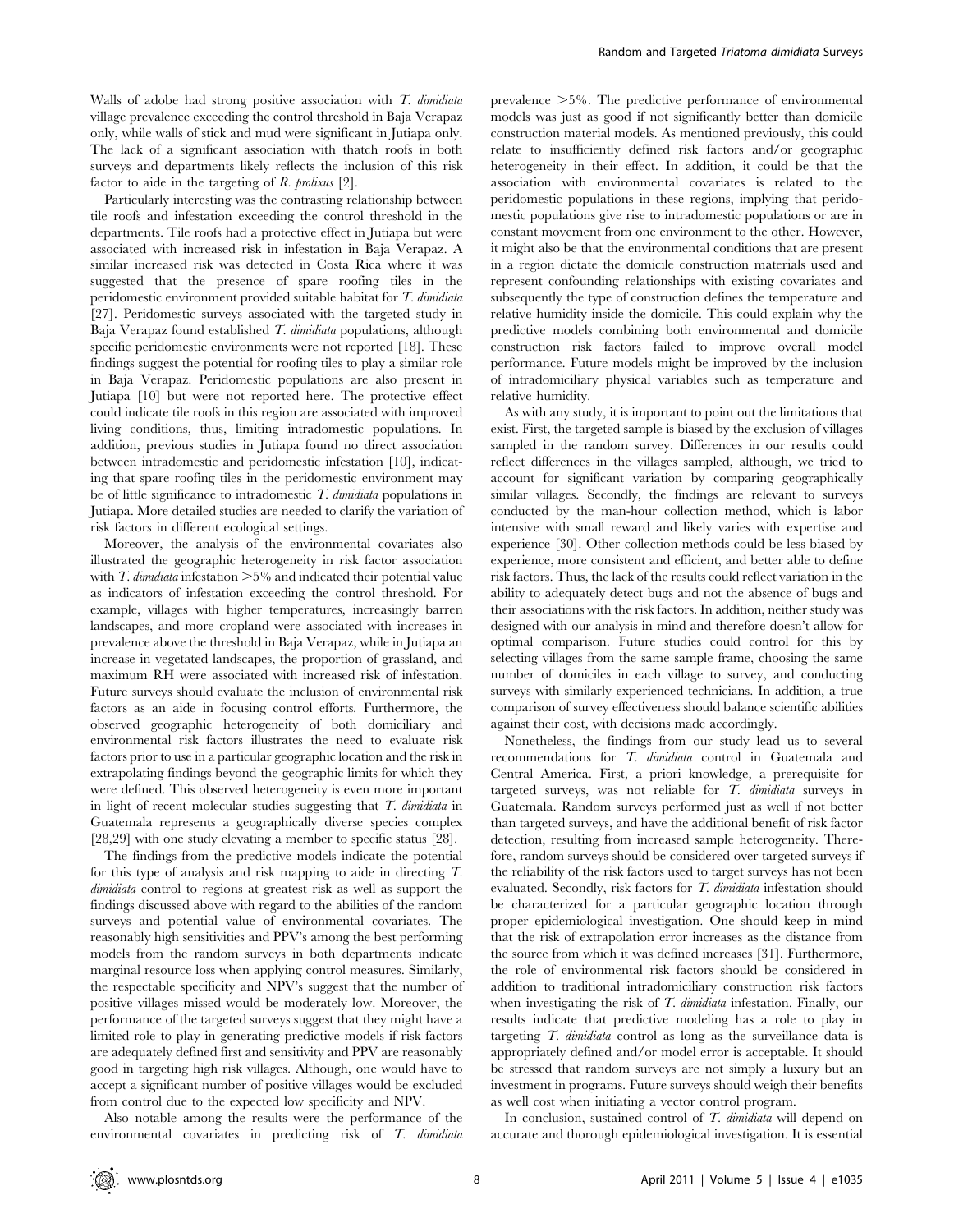Walls of adobe had strong positive association with *T. dimidiata* village prevalence exceeding the control threshold in Baja Verapaz only, while walls of stick and mud were significant in Jutiapa only. The lack of a significant association with thatch roofs in both surveys and departments likely reflects the inclusion of this risk factor to aide in the targeting of *R. prolixus* [2].

Particularly interesting was the contrasting relationship between tile roofs and infestation exceeding the control threshold in the departments. Tile roofs had a protective effect in Jutiapa but were associated with increased risk in infestation in Baja Verapaz. A similar increased risk was detected in Costa Rica where it was suggested that the presence of spare roofing tiles in the peridomestic environment provided suitable habitat for *T. dimidiata* [27]. Peridomestic surveys associated with the targeted study in Baja Verapaz found established *T. dimidiata* populations, although specific peridomestic environments were not reported [18]. These findings suggest the potential for roofing tiles to play a similar role in Baja Verapaz. Peridomestic populations are also present in Jutiapa [10] but were not reported here. The protective effect could indicate tile roofs in this region are associated with improved living conditions, thus, limiting intradomestic populations. In addition, previous studies in Jutiapa found no direct association between intradomestic and peridomestic infestation [10], indicating that spare roofing tiles in the peridomestic environment may be of little significance to intradomestic *T. dimidiata* populations in Jutiapa. More detailed studies are needed to clarify the variation of risk factors in different ecological settings.

Moreover, the analysis of the environmental covariates also illustrated the geographic heterogeneity in risk factor association with *T. dimidiata* infestation >5% and indicated their potential value as indicators of infestation exceeding the control threshold. For example, villages with higher temperatures, increasingly barren landscapes, and more cropland were associated with increases in prevalence above the threshold in Baja Verapaz, while in Jutiapa an increase in vegetated landscapes, the proportion of grassland, and maximum RH were associated with increased risk of infestation. Future surveys should evaluate the inclusion of environmental risk factors as an aide in focusing control efforts. Furthermore, the observed geographic heterogeneity of both domiciliary and environmental risk factors illustrates the need to evaluate risk factors prior to use in a particular geographic location and the risk in extrapolating findings beyond the geographic limits for which they were defined. This observed heterogeneity is even more important in light of recent molecular studies suggesting that *T. dimidiata* in Guatemala represents a geographically diverse species complex [28,29] with one study elevating a member to specific status [28].

The findings from the predictive models indicate the potential for this type of analysis and risk mapping to aide in directing *T. dimidiata* control to regions at greatest risk as well as support the findings discussed above with regard to the abilities of the random surveys and potential value of environmental covariates. The reasonably high sensitivities and PPV's among the best performing models from the random surveys in both departments indicate marginal resource loss when applying control measures. Similarly, the respectable specificity and NPV's suggest that the number of positive villages missed would be moderately low. Moreover, the performance of the targeted surveys suggest that they might have a limited role to play in generating predictive models if risk factors are adequately defined first and sensitivity and PPV are reasonably good in targeting high risk villages. Although, one would have to accept a significant number of positive villages would be excluded from control due to the expected low specificity and NPV.

Also notable among the results were the performance of the environmental covariates in predicting risk of *T. dimidiata* prevalence >5%. The predictive performance of environmental models was just as good if not significantly better than domicile construction material models. As mentioned previously, this could relate to insufficiently defined risk factors and/or geographic heterogeneity in their effect. In addition, it could be that the association with environmental covariates is related to the peridomestic populations in these regions, implying that peridomestic populations give rise to intradomestic populations or are in constant movement from one environment to the other. However, it might also be that the environmental conditions that are present in a region dictate the domicile construction materials used and represent confounding relationships with existing covariates and subsequently the type of construction defines the temperature and relative humidity inside the domicile. This could explain why the predictive models combining both environmental and domicile construction risk factors failed to improve overall model performance. Future models might be improved by the inclusion of intradomiciliary physical variables such as temperature and relative humidity.

As with any study, it is important to point out the limitations that exist. First, the targeted sample is biased by the exclusion of villages sampled in the random survey. Differences in our results could reflect differences in the villages sampled, although, we tried to account for significant variation by comparing geographically similar villages. Secondly, the findings are relevant to surveys conducted by the man-hour collection method, which is labor intensive with small reward and likely varies with expertise and experience [30]. Other collection methods could be less biased by experience, more consistent and efficient, and better able to define risk factors. Thus, the lack of the results could reflect variation in the ability to adequately detect bugs and not the absence of bugs and their associations with the risk factors. In addition, neither study was designed with our analysis in mind and therefore doesn't allow for optimal comparison. Future studies could control for this by selecting villages from the same sample frame, choosing the same number of domiciles in each village to survey, and conducting surveys with similarly experienced technicians. In addition, a true comparison of survey effectiveness should balance scientific abilities against their cost, with decisions made accordingly.

Nonetheless, the findings from our study lead us to several recommendations for *T. dimidiata* control in Guatemala and Central America. First, a priori knowledge, a prerequisite for targeted surveys, was not reliable for *T. dimidiata* surveys in Guatemala. Random surveys performed just as well if not better than targeted surveys, and have the additional benefit of risk factor detection, resulting from increased sample heterogeneity. Therefore, random surveys should be considered over targeted surveys if the reliability of the risk factors used to target surveys has not been evaluated. Secondly, risk factors for *T. dimidiata* infestation should be characterized for a particular geographic location through proper epidemiological investigation. One should keep in mind that the risk of extrapolation error increases as the distance from the source from which it was defined increases [31]. Furthermore, the role of environmental risk factors should be considered in addition to traditional intradomiciliary construction risk factors when investigating the risk of *T. dimidiata* infestation. Finally, our results indicate that predictive modeling has a role to play in targeting *T. dimidiata* control as long as the surveillance data is appropriately defined and/or model error is acceptable. It should be stressed that random surveys are not simply a luxury but an investment in programs. Future surveys should weigh their benefits as well cost when initiating a vector control program.

In conclusion, sustained control of *T. dimidiata* will depend on accurate and thorough epidemiological investigation. It is essential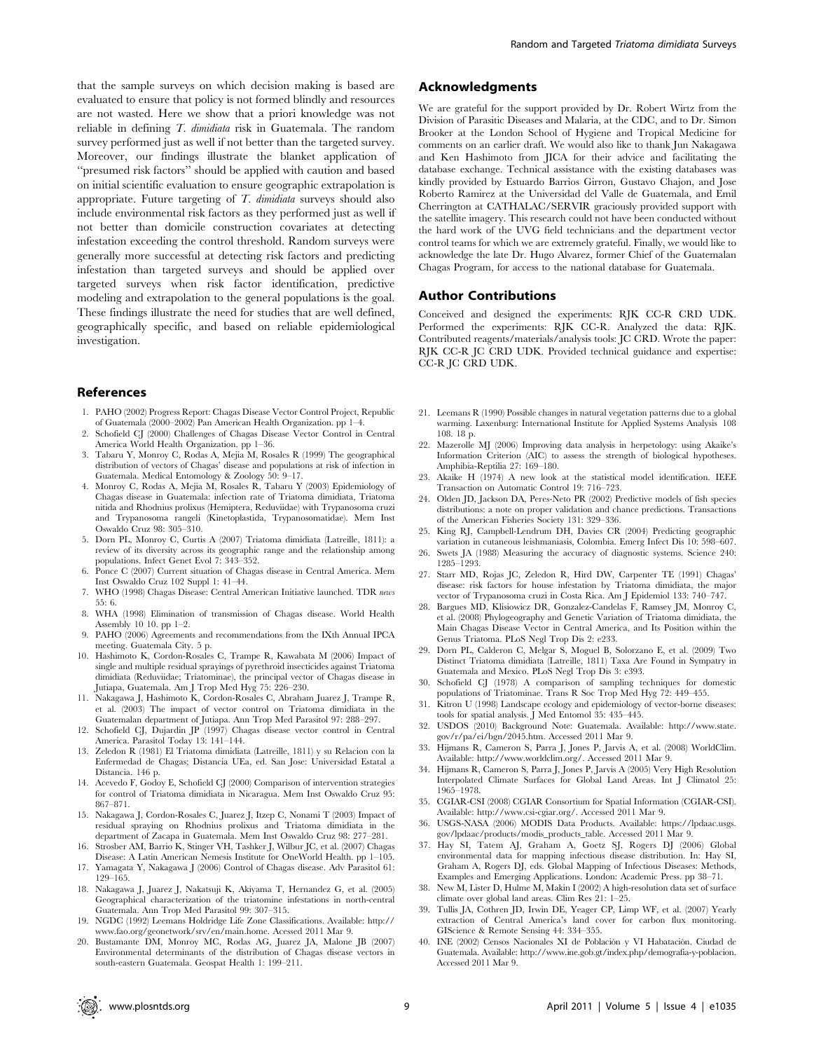that the sample surveys on which decision making is based are evaluated to ensure that policy is not formed blindly and resources are not wasted. Here we show that a priori knowledge was not reliable in defining *T. dimidiata* risk in Guatemala. The random survey performed just as well if not better than the targeted survey. Moreover, our findings illustrate the blanket application of "presumed risk factors" should be applied with caution and based on initial scientific evaluation to ensure geographic extrapolation is appropriate. Future targeting of *T. dimidiata* surveys should also include environmental risk factors as they performed just as well if not better than domicile construction covariates at detecting infestation exceeding the control threshold. Random surveys were generally more successful at detecting risk factors and predicting infestation than targeted surveys and should be applied over targeted surveys when risk factor identification, predictive modeling and extrapolation to the general populations is the goal. These findings illustrate the need for studies that are well defined, geographically specific, and based on reliable epidemiological investigation.

## Acknowledgments

We are grateful for the support provided by Dr. Robert Wirtz from the Division of Parasitic Diseases and Malaria, at the CDC, and to Dr. Simon Brooker at the London School of Hygiene and Tropical Medicine for comments on an earlier draft. We would also like to thank Jun Nakagawa and Ken Hashimoto from JICA for their advice and facilitating the database exchange. Technical assistance with the existing databases was kindly provided by Estuardo Barrios Girron, Gustavo Chajon, and Jose Roberto Ramirez at the Universidad del Valle de Guatemala, and Emil Cherrington at CATHALAC/SERVIR graciously provided support with the satellite imagery. This research could not have been conducted without the hard work of the UVG field technicians and the department vector control teams for which we are extremely grateful. Finally, we would like to acknowledge the late Dr. Hugo Alvarez, former Chief of the Guatemalan Chagas Program, for access to the national database for Guatemala.

## Author Contributions

Conceived and designed the experiments: RJK CC-R CRD UDK. Performed the experiments: RJK CC-R. Analyzed the data: RJK. Contributed reagents/materials/analysis tools: JC CRD. Wrote the paper: RJK CC-R JC CRD UDK. Provided technical guidance and expertise: CC-R JC CRD UDK.

## References

1. PAHO (2002) Progress Report: Chagas Disease Vector Control Project, Republic of Guatemala (2000–2002) Pan American Health Organization. pp 1–4.
2. Schofield CJ (2000) Challenges of Chagas Disease Vector Control in Central America World Health Organization. pp 1–36.
3. Tabaru Y, Monroy C, Rodas A, Mejia M, Rosales R (1999) The geographical distribution of vectors of Chagas' disease and populations at risk of infection in Guatemala. Medical Entomology & Zoology 50: 9–17.
4. Monroy C, Rodas A, Mejia M, Rosales R, Tabaru Y (2003) Epidemiology of Chagas disease in Guatemala: infection rate of Triatoma dimidiata, Triatoma nitida and Rhodnius prolixus (Hemiptera, Reduviidae) with Trypanosoma cruzi and Trypanosoma rangeli (Kinetoplastida, Trypanosomatidae). Mem Inst Oswaldo Cruz 98: 305–310.
5. Dorn PL, Monroy C, Curtis A (2007) Triatoma dimidiata (Latreille, 1811): a review of its diversity across its geographic range and the relationship among populations. Infect Genet Evol 7: 343–352.
6. Ponce C (2007) Current situation of Chagas disease in Central America. Mem Inst Oswaldo Cruz 102 Suppl 1: 41–44.
7. WHO (1998) Chagas Disease: Central American Initiative launched. TDR *news* 55: 6.
8. WHA (1998) Elimination of transmission of Chagas disease. World Health Assembly 10 10. pp 1–2.
9. PAHO (2006) Agreements and recommendations from the IXth Annual IPCA meeting. Guatemala City. 5 p.
10. Hashimoto K, Cordon-Rosales C, Trampe R, Kawabata M (2006) Impact of single and multiple residual sprayings of pyrethroid insecticides against Triatoma dimidiata (Reduviidae; Triatominae), the principal vector of Chagas disease in Jutiapa, Guatemala. Am J Trop Med Hyg 75: 226–230.
11. Nakagawa J, Hashimoto K, Cordon-Rosales C, Abraham Juarez J, Trampe R, et al. (2003) The impact of vector control on Triatoma dimidiata in the Guatemalan department of Jutiapa. Ann Trop Med Parasitol 97: 288–297.
12. Schofield CJ, Dujardin JP (1997) Chagas disease vector control in Central America. Parasitol Today 13: 141–144.
13. Zeledon R (1981) El Triatoma dimidiata (Latreille, 1811) y su Relacion con la Enfermedad de Chagas; Distancia UEa, ed. San Jose: Universidad Estatal a Distancia. 146 p.
14. Acevedo F, Godoy E, Schofield CJ (2000) Comparison of intervention strategies for control of Triatoma dimidiata in Nicaragua. Mem Inst Oswaldo Cruz 95: 867–871.
15. Nakagawa J, Cordon-Rosales C, Juarez J, Itzep C, Nonami T (2003) Impact of residual spraying on Rhodnius prolixus and Triatoma dimidiata in the department of Zacapa in Guatemala. Mem Inst Oswaldo Cruz 98: 277–281.
16. Strosber AM, Barrio K, Stinger VH, Tashker J, Wilbur JC, et al. (2007) Chagas Disease: A Latin American Nemesis Institute for OneWorld Health. pp 1–105.
17. Yamagata Y, Nakagawa J (2006) Control of Chagas disease. Adv Parasitol 61: 129–165.
18. Nakagawa J, Juarez J, Nakatsuji K, Akiyama T, Hernandez G, et al. (2005) Geographical characterization of the triatomine infestations in north-central Guatemala. Ann Trop Med Parasitol 99: 307–315.
19. NGDC (1992) Leemans Holdridge Life Zone Classifications. Available: http://www.fao.org/geonetwork/srv/en/main.home. Acessed 2011 Mar 9.
20. Bustamante DM, Monroy MC, Rodas AG, Juarez JA, Malone JB (2007) Environmental determinants of the distribution of Chagas disease vectors in south-eastern Guatemala. Geospat Health 1: 199–211.
21. Leemans R (1990) Possible changes in natural vegetation patterns due to a global warming. Laxenburg: International Institute for Applied Systems Analysis 108 108. 18 p.
22. Mazerolle MJ (2006) Improving data analysis in herpetology: using Akaike's Information Criterion (AIC) to assess the strength of biological hypotheses. Amphibia-Reptilia 27: 169–180.
23. Akaike H (1974) A new look at the statistical model identification. IEEE Transaction on Automatic Control 19: 716–723.
24. Olden JD, Jackson DA, Peres-Neto PR (2002) Predictive models of fish species distributions: a note on proper validation and chance predictions. Transactions of the American Fisheries Society 131: 329–336.
25. King RJ, Campbell-Lendrum DH, Davies CR (2004) Predicting geographic variation in cutaneous leishmaniasis, Colombia. Emerg Infect Dis 10: 598–607.
26. Swets JA (1988) Measuring the accuracy of diagnostic systems. Science 240: 1285–1293.
27. Starr MD, Rojas JC, Zeledon R, Hird DW, Carpenter TE (1991) Chagas' disease: risk factors for house infestation by Triatoma dimidiata, the major vector of Trypanosoma cruzi in Costa Rica. Am J Epidemiol 133: 740–747.
28. Bargues MD, Klisiowicz DR, Gonzalez-Candelas F, Ramsey JM, Monroy C, et al. (2008) Phylogeography and Genetic Variation of Triatoma dimidiata, the Main Chagas Disease Vector in Central America, and Its Position within the Genus Triatoma. PLoS Negl Trop Dis 2: e233.
29. Dorn PL, Calderon C, Melgar S, Moguel B, Solorzano E, et al. (2009) Two Distinct Triatoma dimidiata (Latreille, 1811) Taxa Are Found in Sympatry in Guatemala and Mexico. PLoS Negl Trop Dis 3: e393.
30. Schofield CJ (1978) A comparison of sampling techniques for domestic populations of Triatominae. Trans R Soc Trop Med Hyg 72: 449–455.
31. Kitron U (1998) Landscape ecology and epidemiology of vector-borne diseases: tools for spatial analysis. J Med Entomol 35: 435–445.
32. USDOS (2010) Background Note: Guatemala. Available: http://www.state.gov/r/pa/ei/bgn/2045.htm. Accessed 2011 Mar 9.
33. Hijmans R, Cameron S, Parra J, Jones P, Jarvis A, et al. (2008) WorldClim. Available: http://www.worldclim.org/. Accessed 2011 Mar 9.
34. Hijmans R, Cameron S, Parra J, Jones P, Jarvis A (2005) Very High Resolution Interpolated Climate Surfaces for Global Land Areas. Int J Climatol 25: 1965–1978.
35. CGIAR-CSI (2008) CGIAR Consortium for Spatial Information (CGIAR-CSI). Available: http://www.csi-cgiar.org/. Accessed 2011 Mar 9.
36. USGS-NASA (2006) MODIS Data Products. Available: https://lpdaac.usgs.gov/lpdaac/products/modis_products_table. Accessed 2011 Mar 9.
37. Hay SI, Tatem AJ, Graham A, Goetz SJ, Rogers DJ (2006) Global environmental data for mapping infectious disease distribution. In: Hay SI, Graham A, Rogers DJ, eds. Global Mapping of Infectious Diseases: Methods, Examples and Emerging Applications. London: Academic Press. pp 38–71.
38. New M, Lister D, Hulme M, Makin I (2002) A high-resolution data set of surface climate over global land areas. Clim Res 21: 1–25.
39. Tullis JA, Cothren JD, Irwin DE, Yeager CP, Limp WF, et al. (2007) Yearly extraction of Central America's land cover for carbon flux monitoring. GIScience & Remote Sensing 44: 334–355.
40. INE (2002) Censos Nacionales XI de Población y VI Habatación. Ciudad de Guatemala. Available: http://www.ine.gob.gt/index.php/demografia-y-poblacion. Accessed 2011 Mar 9.